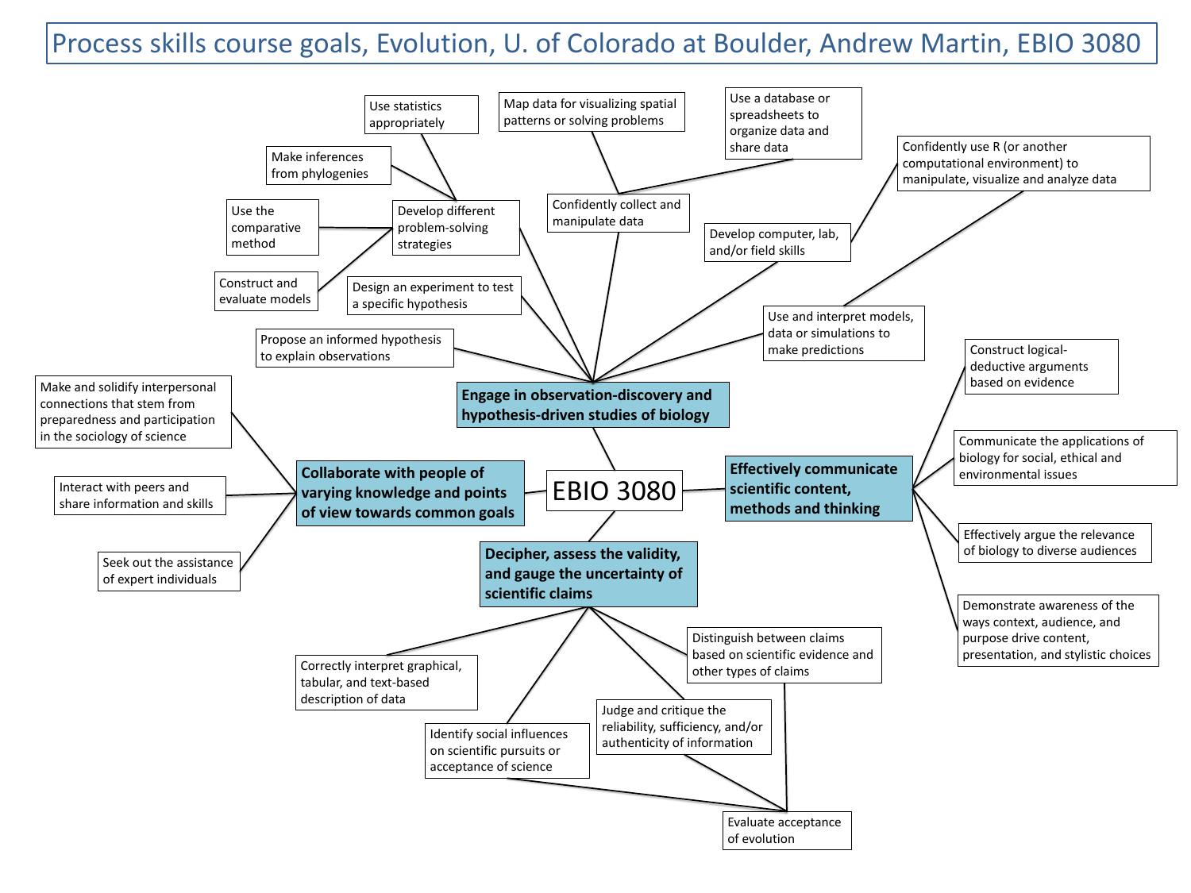# Process skills course goals, Evolution, U. of Colorado at Boulder, Andrew Martin, EBIO 3080

## EBIO 3080

### Engage in observation-discovery and hypothesis-driven studies of biology

- Propose an informed hypothesis to explain observations
- Design an experiment to test a specific hypothesis
- Develop different problem-solving strategies
  - Use statistics appropriately
  - Make inferences from phylogenies
  - Use the comparative method
  - Construct and evaluate models
- Confidently collect and manipulate data
  - Map data for visualizing spatial patterns or solving problems
  - Use a database or spreadsheets to organize data and share data
- Develop computer, lab, and/or field skills
  - Confidently use R (or another computational environment) to manipulate, visualize and analyze data
- Use and interpret models, data or simulations to make predictions
  - Confidently use R (or another computational environment) to manipulate, visualize and analyze data

### Collaborate with people of varying knowledge and points of view towards common goals

- Make and solidify interpersonal connections that stem from preparedness and participation in the sociology of science
- Interact with peers and share information and skills
- Seek out the assistance of expert individuals

### Effectively communicate scientific content, methods and thinking

- Construct logical-deductive arguments based on evidence
- Communicate the applications of biology for social, ethical and environmental issues
- Effectively argue the relevance of biology to diverse audiences
- Demonstrate awareness of the ways context, audience, and purpose drive content, presentation, and stylistic choices

### Decipher, assess the validity, and gauge the uncertainty of scientific claims

- Correctly interpret graphical, tabular, and text-based description of data
- Identify social influences on scientific pursuits or acceptance of science
  - Evaluate acceptance of evolution
- Judge and critique the reliability, sufficiency, and/or authenticity of information
  - Evaluate acceptance of evolution
- Distinguish between claims based on scientific evidence and other types of claims
  - Evaluate acceptance of evolution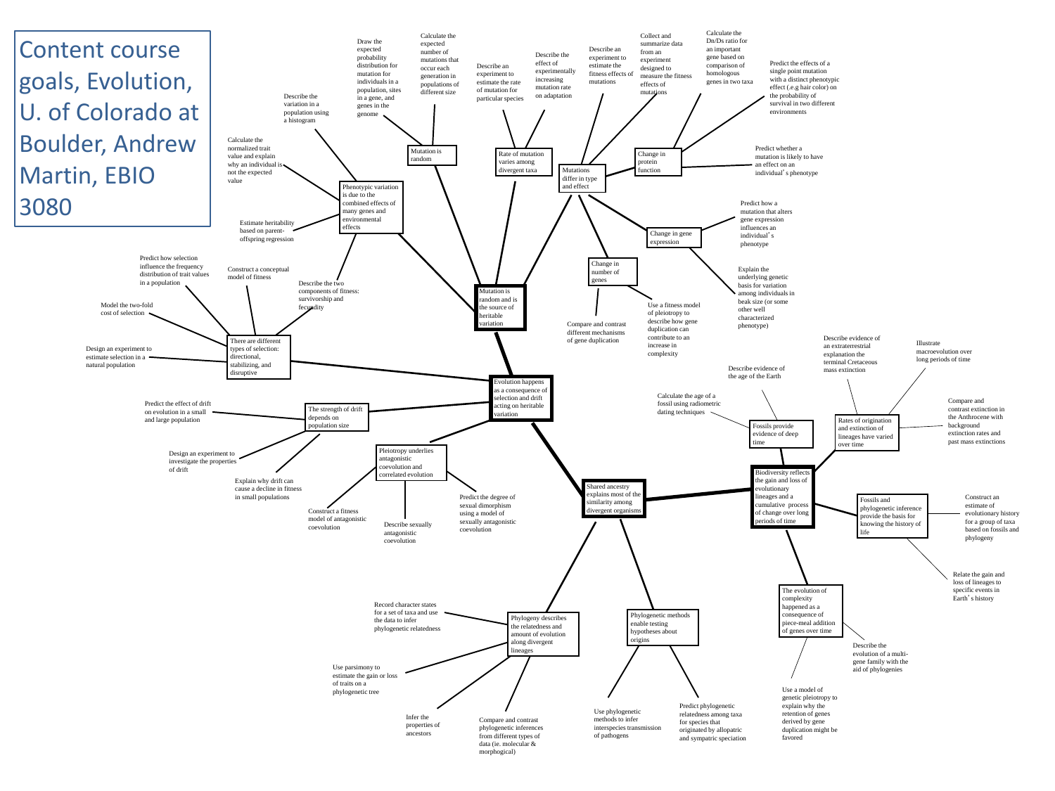# Content course goals, Evolution, U. of Colorado at Boulder, Andrew Martin, EBIO 3080

## Evolution happens as a consequence of selection and drift acting on heritable variation

### Mutation is random and is the source of heritable variation

- **Phenotypic variation is due to the combined effects of many genes and environmental effects**
  - Describe the variation in a population using a histogram
  - Calculate the normalized trait value and explain why an individual is not the expected value
  - Estimate heritability based on parent-offspring regression
- **Mutation is random**
  - Draw the expected probability distribution for mutation for individuals in a population, sites in a gene, and genes in the genome
  - Calculate the expected number of mutations that occur each generation in populations of different size
- **Rate of mutation varies among divergent taxa**
  - Describe an experiment to estimate the rate of mutation for particular species
  - Describe the effect of experimentally increasing mutation rate on adaptation
- **Mutations differ in type and effect**
  - Describe an experiment to estimate the fitness effects of mutations
  - **Change in protein function**
    - Collect and summarize data from an experiment designed to measure the fitness effects of mutations
    - Calculate the Dn/Ds ratio for an important gene based on comparison of homologous genes in two taxa
    - Predict the effects of a single point mutation with a distinct phenotypic effect (*e.g* hair color) on the probability of survival in two different environments
    - Predict whether a mutation is likely to have an effect on an individual's phenotype
  - **Change in gene expression**
    - Predict how a mutation that alters gene expression influences an individual's phenotype
    - Explain the underlying genetic basis for variation among individuals in beak size (or some other well characterized phenotype)
  - **Change in number of genes**
    - Compare and contrast different mechanisms of gene duplication
    - Use a fitness model of pleiotropy to describe how gene duplication can contribute to an increase in complexity

### There are different types of selection: directional, stabilizing, and disruptive

- Predict how selection influence the frequency distribution of trait values in a population
- Construct a conceptual model of fitness
- Describe the two components of fitness: survivorship and fecundity
- Model the two-fold cost of selection
- Design an experiment to estimate selection in a natural population

### The strength of drift depends on population size

- Predict the effect of drift on evolution in a small and large population
- Design an experiment to investigate the properties of drift
- Explain why drift can cause a decline in fitness in small populations

### Pleiotropy underlies antagonistic coevolution and correlated evolution

- Construct a fitness model of antagonistic coevolution
- Describe sexually antagonistic coevolution
- Predict the degree of sexual dimorphism using a model of sexually antagonistic coevolution

## Shared ancestry explains most of the similarity among divergent organisms

### Phylogeny describes the relatedness and amount of evolution along divergent lineages

- Record character states for a set of taxa and use the data to infer phylogenetic relatedness
- Use parsimony to estimate the gain or loss of traits on a phylogenetic tree
- Infer the properties of ancestors
- Compare and contrast phylogenetic inferences from different types of data (ie. molecular & morphogical)

### Phylogenetic methods enable testing hypotheses about origins

- Use phylogenetic methods to infer interspecies transmission of pathogens
- Predict phylogenetic relatedness among taxa for species that originated by allopatric and sympatric speciation

### Biodiversity reflects the gain and loss of evolutionary lineages and a cumulative process of change over long periods of time

- **Fossils provide evidence of deep time**
  - Calculate the age of a fossil using radiometric dating techniques
  - Describe evidence of the age of the Earth
- **Rates of origination and extinction of lineages have varied over time**
  - Describe evidence of an extraterrestrial explanation the terminal Cretaceous mass extinction
  - Illustrate macroevolution over long periods of time
  - Compare and contrast extinction in the Anthrocene with background extinction rates and past mass extinctions
- **Fossils and phylogenetic inference provide the basis for knowing the history of life**
  - Construct an estimate of evolutionary history for a group of taxa based on fossils and phylogeny
  - Relate the gain and loss of lineages to specific events in Earth's history
- **The evolution of complexity happened as a consequence of piece-meal addition of genes over time**
  - Describe the evolution of a multi-gene family with the aid of phylogenies
  - Use a model of genetic pleiotropy to explain why the retention of genes derived by gene duplication might be favored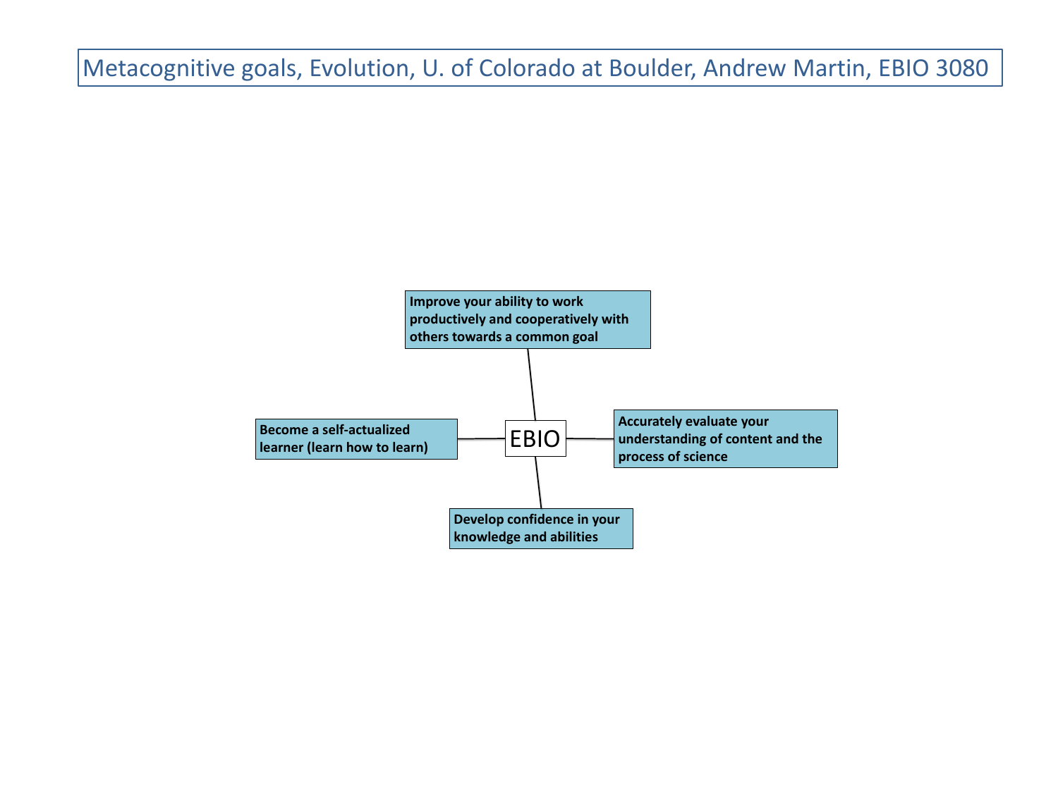# Metacognitive goals, Evolution, U. of Colorado at Boulder, Andrew Martin, EBIO 3080

EBIO

**Improve your ability to work productively and cooperatively with others towards a common goal**

**Become a self-actualized learner (learn how to learn)**

**Accurately evaluate your understanding of content and the process of science**

**Develop confidence in your knowledge and abilities**